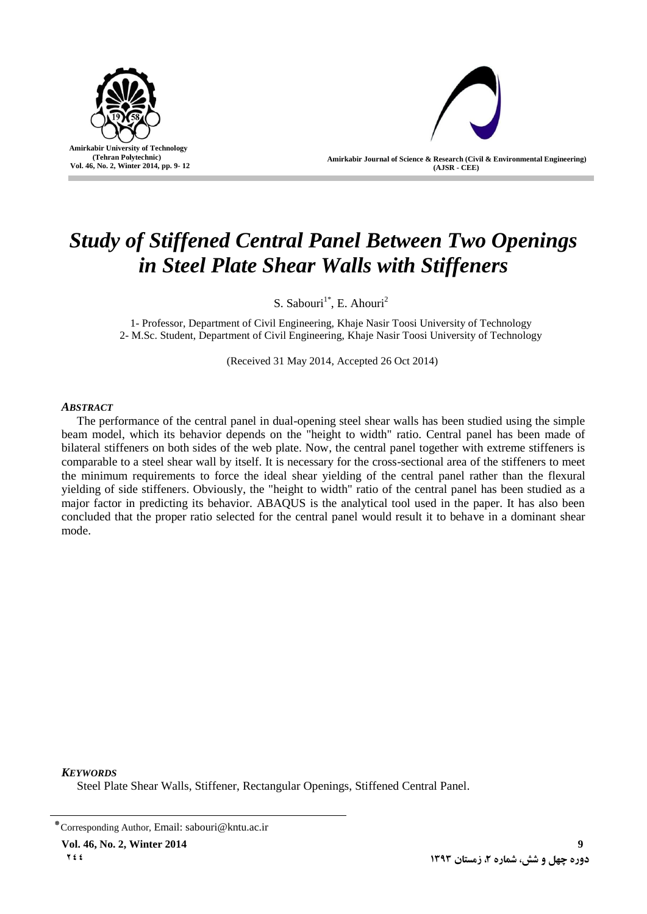# *Study of Stiffened Central Panel Between Two Openings in Steel Plate Shear Walls with Stiffeners*

S. Sabouri[1*], E. Ahouri[2]

1- Professor, Department of Civil Engineering, Khaje Nasir Toosi University of Technology
2- M.Sc. Student, Department of Civil Engineering, Khaje Nasir Toosi University of Technology

(Received 31 May 2014, Accepted 26 Oct 2014)

### *ABSTRACT*

The performance of the central panel in dual-opening steel shear walls has been studied using the simple beam model, which its behavior depends on the "height to width" ratio. Central panel has been made of bilateral stiffeners on both sides of the web plate. Now, the central panel together with extreme stiffeners is comparable to a steel shear wall by itself. It is necessary for the cross-sectional area of the stiffeners to meet the minimum requirements to force the ideal shear yielding of the central panel rather than the flexural yielding of side stiffeners. Obviously, the "height to width" ratio of the central panel has been studied as a major factor in predicting its behavior. ABAQUS is the analytical tool used in the paper. It has also been concluded that the proper ratio selected for the central panel would result it to behave in a dominant shear mode.

### *KEYWORDS*

Steel Plate Shear Walls, Stiffener, Rectangular Openings, Stiffened Central Panel.

---

[*] Corresponding Author, Email: sabouri@kntu.ac.ir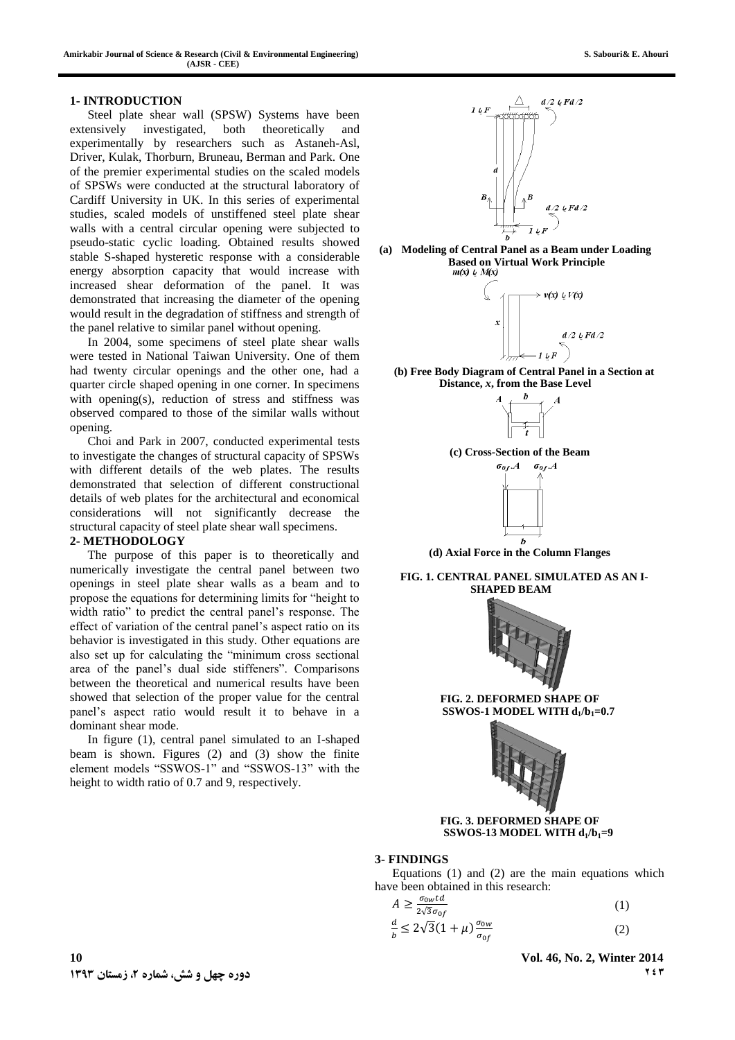## 1- INTRODUCTION

Steel plate shear wall (SPSW) Systems have been extensively investigated, both theoretically and experimentally by researchers such as Astaneh-Asl, Driver, Kulak, Thorburn, Bruneau, Berman and Park. One of the premier experimental studies on the scaled models of SPSWs were conducted at the structural laboratory of Cardiff University in UK. In this series of experimental studies, scaled models of unstiffened steel plate shear walls with a central circular opening were subjected to pseudo-static cyclic loading. Obtained results showed stable S-shaped hysteretic response with a considerable energy absorption capacity that would increase with increased shear deformation of the panel. It was demonstrated that increasing the diameter of the opening would result in the degradation of stiffness and strength of the panel relative to similar panel without opening.

In 2004, some specimens of steel plate shear walls were tested in National Taiwan University. One of them had twenty circular openings and the other one, had a quarter circle shaped opening in one corner. In specimens with opening(s), reduction of stress and stiffness was observed compared to those of the similar walls without opening.

Choi and Park in 2007, conducted experimental tests to investigate the changes of structural capacity of SPSWs with different details of the web plates. The results demonstrated that selection of different constructional details of web plates for the architectural and economical considerations will not significantly decrease the structural capacity of steel plate shear wall specimens.

## 2- METHODOLOGY

The purpose of this paper is to theoretically and numerically investigate the central panel between two openings in steel plate shear walls as a beam and to propose the equations for determining limits for "height to width ratio" to predict the central panel's response. The effect of variation of the central panel's aspect ratio on its behavior is investigated in this study. Other equations are also set up for calculating the "minimum cross sectional area of the panel's dual side stiffeners". Comparisons between the theoretical and numerical results have been showed that selection of the proper value for the central panel's aspect ratio would result it to behave in a dominant shear mode.

In figure (1), central panel simulated to an I-shaped beam is shown. Figures (2) and (3) show the finite element models "SSWOS-1" and "SSWOS-13" with the height to width ratio of 0.7 and 9, respectively.

(a) Modeling of Central Panel as a Beam under Loading Based on Virtual Work Principle

(b) Free Body Diagram of Central Panel in a Section at Distance, *x*, from the Base Level

(c) Cross-Section of the Beam

(d) Axial Force in the Column Flanges

**FIG. 1. CENTRAL PANEL SIMULATED AS AN I-SHAPED BEAM**

**FIG. 2. DEFORMED SHAPE OF SSWOS-1 MODEL WITH $d_1/b_1$=0.7**

**FIG. 3. DEFORMED SHAPE OF SSWOS-13 MODEL WITH $d_1/b_1$=9**

## 3- FINDINGS

Equations (1) and (2) are the main equations which have been obtained in this research:

$$A \geq \frac{\sigma_{0w} t d}{2\sqrt{3}\sigma_{0f}} \quad (1)$$

$$\frac{d}{b} \leq 2\sqrt{3}(1+\mu)\frac{\sigma_{0w}}{\sigma_{0f}} \quad (2)$$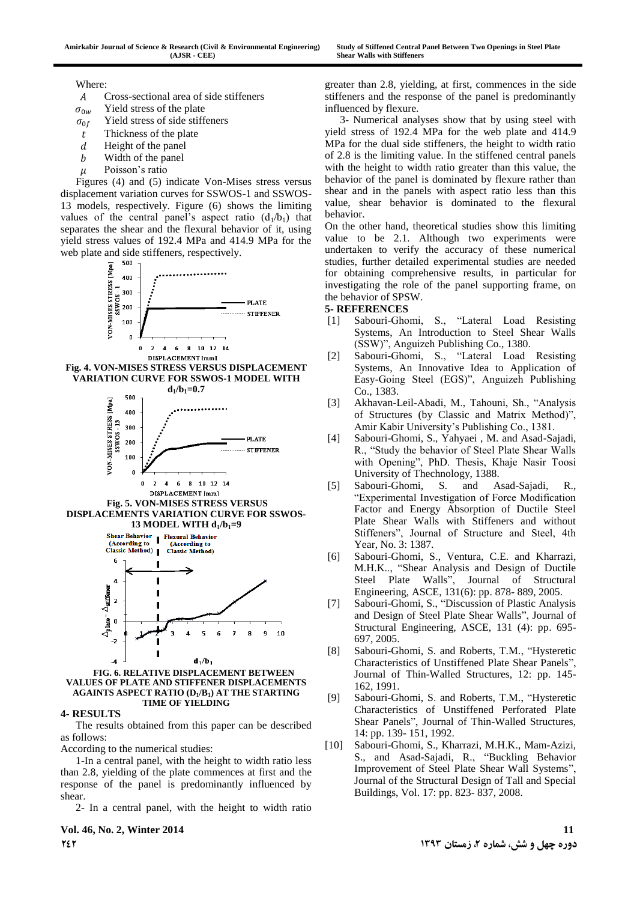Where:

| | |
|---|---|
| $A$ | Cross-sectional area of side stiffeners |
| $\sigma_{0w}$ | Yield stress of the plate |
| $\sigma_{0f}$ | Yield stress of side stiffeners |
| $t$ | Thickness of the plate |
| $d$ | Height of the panel |
| $b$ | Width of the panel |
| $\mu$ | Poisson's ratio |

Figures (4) and (5) indicate Von-Mises stress versus displacement variation curves for SSWOS-1 and SSWOS-13 models, respectively. Figure (6) shows the limiting values of the central panel's aspect ratio ($d_1/b_1$) that separates the shear and the flexural behavior of it, using yield stress values of 192.4 MPa and 414.9 MPa for the web plate and side stiffeners, respectively.

VON-MISES STRESS [Mpa] SSWOS - 1
500
400
300
200
100
0
0 2 4 6 8 10 12 14
DISPLACEMENT [mm]
PLATE
STIFFENER

**Fig. 4. VON-MISES STRESS VERSUS DISPLACEMENT VARIATION CURVE FOR SSWOS-1 MODEL WITH $d_1/b_1$=0.7**

VON-MISES STRESS [Mpa] SSWOS - 13
500
400
300
200
100
0
0 2 4 6 8 10 12 14
DISPLACEMENT [mm]
PLATE
STIFFENER

**Fig. 5. VON-MISES STRESS VERSUS DISPLACEMENTS VARIATION CURVE FOR SSWOS-13 MODEL WITH $d_1/b_1$=9**

Shear Behavior (According to Classic Method)
Flexural Behavior (According to Classic Method)
$\Delta_{plate} - \Delta_{stiffener}$
6
4
2
0
-2
-4
0 1 2 3 4 5 6 7 8 9 10
$d_1/b_1$

**FIG. 6. RELATIVE DISPLACEMENT BETWEEN VALUES OF PLATE AND STIFFENER DISPLACEMENTS AGAINTS ASPECT RATIO ($D_1/B_1$) AT THE STARTING TIME OF YIELDING**

## 4- RESULTS

The results obtained from this paper can be described as follows:

According to the numerical studies:

1-In a central panel, with the height to width ratio less than 2.8, yielding of the plate commences at first and the response of the panel is predominantly influenced by shear.

2- In a central panel, with the height to width ratio greater than 2.8, yielding, at first, commences in the side stiffeners and the response of the panel is predominantly influenced by flexure.

3- Numerical analyses show that by using steel with yield stress of 192.4 MPa for the web plate and 414.9 MPa for the dual side stiffeners, the height to width ratio of 2.8 is the limiting value. In the stiffened central panels with the height to width ratio greater than this value, the behavior of the panel is dominated by flexure rather than shear and in the panels with aspect ratio less than this value, shear behavior is dominated to the flexural behavior.

On the other hand, theoretical studies show this limiting value to be 2.1. Although two experiments were undertaken to verify the accuracy of these numerical studies, further detailed experimental studies are needed for obtaining comprehensive results, in particular for investigating the role of the panel supporting frame, on the behavior of SPSW.

## 5- REFERENCES

[1] Sabouri-Ghomi, S., "Lateral Load Resisting Systems, An Introduction to Steel Shear Walls (SSW)", Anguizeh Publishing Co., 1380.

[2] Sabouri-Ghomi, S., "Lateral Load Resisting Systems, An Innovative Idea to Application of Easy-Going Steel (EGS)", Anguizeh Publishing Co., 1383.

[3] Akhavan-Leil-Abadi, M., Tahouni, Sh., "Analysis of Structures (by Classic and Matrix Method)", Amir Kabir University's Publishing Co., 1381.

[4] Sabouri-Ghomi, S., Yahyaei , M. and Asad-Sajadi, R., "Study the behavior of Steel Plate Shear Walls with Opening", PhD. Thesis, Khaje Nasir Toosi University of Thechnology, 1388.

[5] Sabouri-Ghomi, S. and Asad-Sajadi, R., "Experimental Investigation of Force Modification Factor and Energy Absorption of Ductile Steel Plate Shear Walls with Stiffeners and without Stiffeners", Journal of Structure and Steel, 4th Year, No. 3: 1387.

[6] Sabouri-Ghomi, S., Ventura, C.E. and Kharrazi, M.H.K.., "Shear Analysis and Design of Ductile Steel Plate Walls", Journal of Structural Engineering, ASCE, 131(6): pp. 878- 889, 2005.

[7] Sabouri-Ghomi, S., "Discussion of Plastic Analysis and Design of Steel Plate Shear Walls", Journal of Structural Engineering, ASCE, 131 (4): pp. 695-697, 2005.

[8] Sabouri-Ghomi, S. and Roberts, T.M., "Hysteretic Characteristics of Unstiffened Plate Shear Panels", Journal of Thin-Walled Structures, 12: pp. 145-162, 1991.

[9] Sabouri-Ghomi, S. and Roberts, T.M., "Hysteretic Characteristics of Unstiffened Perforated Plate Shear Panels", Journal of Thin-Walled Structures, 14: pp. 139- 151, 1992.

[10] Sabouri-Ghomi, S., Kharrazi, M.H.K., Mam-Azizi, S., and Asad-Sajadi, R., "Buckling Behavior Improvement of Steel Plate Shear Wall Systems", Journal of the Structural Design of Tall and Special Buildings, Vol. 17: pp. 823- 837, 2008.